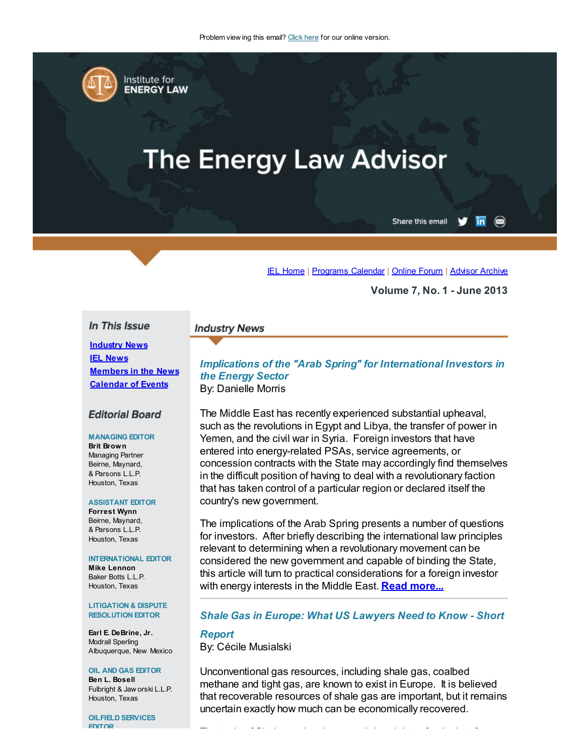Problem viewing this email? Click here for our online version.

Institute for ENERGY LAW

# The Energy Law Advisor

Share this email

IEL Home | Programs Calendar | Online Forum | Advisor Archive

**Volume 7, No. 1 - June 2013**

## In This Issue

- **Industry News**
- **IEL News**
- **Members in the News**
- **Calendar of Events**

## Editorial Board

MANAGING EDITOR
**Brit Brown**
Managing Partner
Beirne, Maynard, & Parsons L.L.P.
Houston, Texas

ASSISTANT EDITOR
**Forrest Wynn**
Beirne, Maynard, & Parsons L.L.P.
Houston, Texas

INTERNATIONAL EDITOR
**Mike Lennon**
Baker Botts L.L.P.
Houston, Texas

LITIGATION & DISPUTE RESOLUTION EDITOR
**Earl E. DeBrine, Jr.**
Modrall Sperling
Albuquerque, New Mexico

OIL AND GAS EDITOR
**Ben L. Bosell**
Fulbright & Jaworski L.L.P.
Houston, Texas

OILFIELD SERVICES EDITOR

## Industry News

### *Implications of the "Arab Spring" for International Investors in the Energy Sector*

By: Danielle Morris

The Middle East has recently experienced substantial upheaval, such as the revolutions in Egypt and Libya, the transfer of power in Yemen, and the civil war in Syria. Foreign investors that have entered into energy-related PSAs, service agreements, or concession contracts with the State may accordingly find themselves in the difficult position of having to deal with a revolutionary faction that has taken control of a particular region or declared itself the country's new government.

The implications of the Arab Spring presents a number of questions for investors. After briefly describing the international law principles relevant to determining when a revolutionary movement can be considered the new government and capable of binding the State, this article will turn to practical considerations for a foreign investor with energy interests in the Middle East. **Read more...**

---

### *Shale Gas in Europe: What US Lawyers Need to Know - Short Report*

By: Cécile Musialski

Unconventional gas resources, including shale gas, coalbed methane and tight gas, are known to exist in Europe. It is believed that recoverable resources of shale gas are important, but it remains uncertain exactly how much can be economically recovered.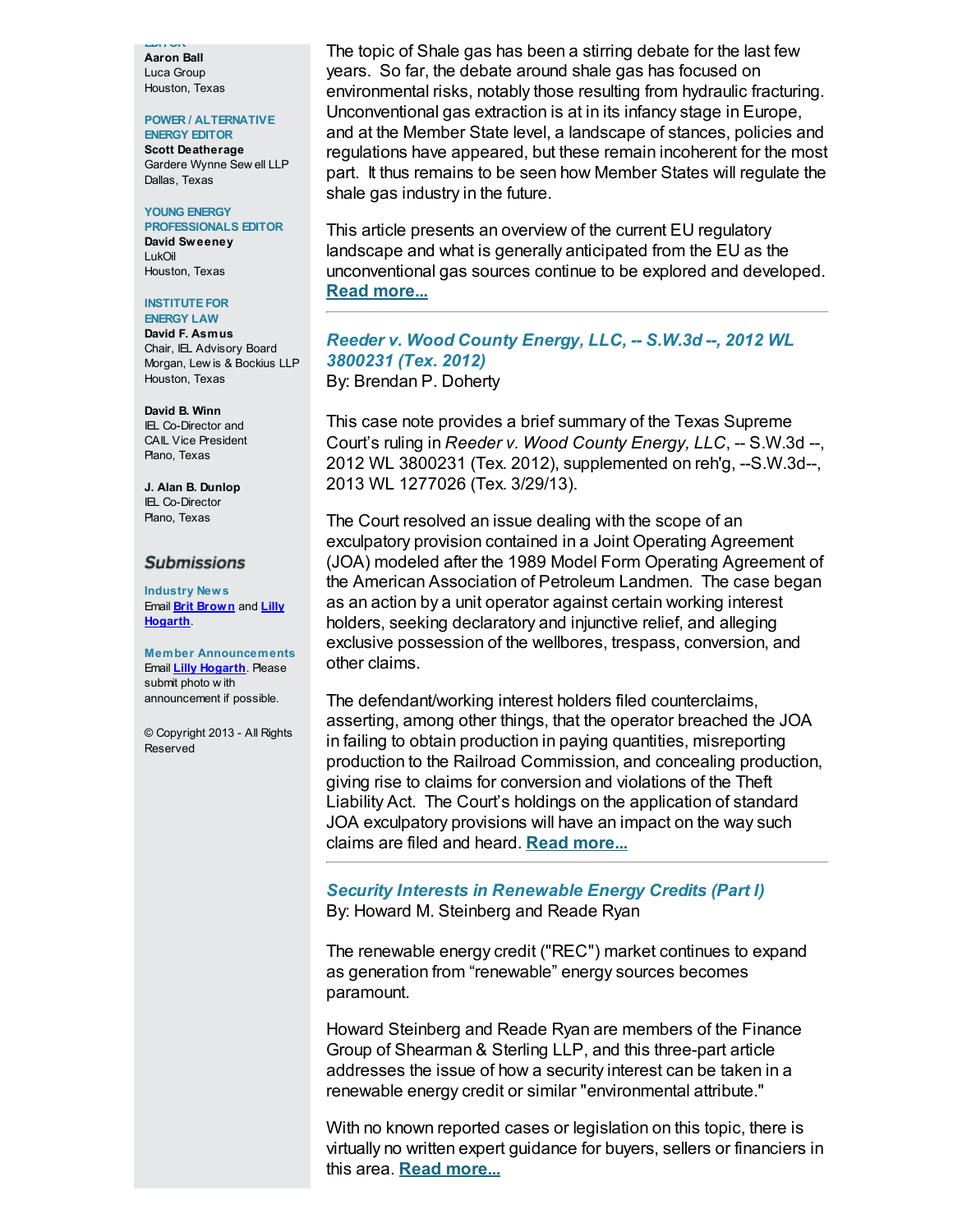Aaron Ball
Luca Group
Houston, Texas

**POWER / ALTERNATIVE ENERGY EDITOR**
**Scott Deatherage**
Gardere Wynne Sewell LLP
Dallas, Texas

**YOUNG ENERGY PROFESSIONALS EDITOR**
**David Sweeney**
LukOil
Houston, Texas

**INSTITUTE FOR ENERGY LAW**
**David F. Asmus**
Chair, IEL Advisory Board
Morgan, Lewis & Bockius LLP
Houston, Texas

**David B. Winn**
IEL Co-Director and
CAIL Vice President
Plano, Texas

**J. Alan B. Dunlop**
IEL Co-Director
Plano, Texas

## Submissions

**Industry News**
Email Brit Brown and Lilly Hogarth.

**Member Announcements**
Email Lilly Hogarth. Please submit photo with announcement if possible.

© Copyright 2013 - All Rights Reserved

The topic of Shale gas has been a stirring debate for the last few years. So far, the debate around shale gas has focused on environmental risks, notably those resulting from hydraulic fracturing. Unconventional gas extraction is at in its infancy stage in Europe, and at the Member State level, a landscape of stances, policies and regulations have appeared, but these remain incoherent for the most part. It thus remains to be seen how Member States will regulate the shale gas industry in the future.

This article presents an overview of the current EU regulatory landscape and what is generally anticipated from the EU as the unconventional gas sources continue to be explored and developed. **Read more...**

---

### *Reeder v. Wood County Energy, LLC, -- S.W.3d --, 2012 WL 3800231 (Tex. 2012)*

By: Brendan P. Doherty

This case note provides a brief summary of the Texas Supreme Court's ruling in *Reeder v. Wood County Energy, LLC*, -- S.W.3d --, 2012 WL 3800231 (Tex. 2012), supplemented on reh'g, --S.W.3d--, 2013 WL 1277026 (Tex. 3/29/13).

The Court resolved an issue dealing with the scope of an exculpatory provision contained in a Joint Operating Agreement (JOA) modeled after the 1989 Model Form Operating Agreement of the American Association of Petroleum Landmen. The case began as an action by a unit operator against certain working interest holders, seeking declaratory and injunctive relief, and alleging exclusive possession of the wellbores, trespass, conversion, and other claims.

The defendant/working interest holders filed counterclaims, asserting, among other things, that the operator breached the JOA in failing to obtain production in paying quantities, misreporting production to the Railroad Commission, and concealing production, giving rise to claims for conversion and violations of the Theft Liability Act. The Court's holdings on the application of standard JOA exculpatory provisions will have an impact on the way such claims are filed and heard. **Read more...**

---

### *Security Interests in Renewable Energy Credits (Part I)*

By: Howard M. Steinberg and Reade Ryan

The renewable energy credit ("REC") market continues to expand as generation from "renewable" energy sources becomes paramount.

Howard Steinberg and Reade Ryan are members of the Finance Group of Shearman & Sterling LLP, and this three-part article addresses the issue of how a security interest can be taken in a renewable energy credit or similar "environmental attribute."

With no known reported cases or legislation on this topic, there is virtually no written expert guidance for buyers, sellers or financiers in this area. **Read more...**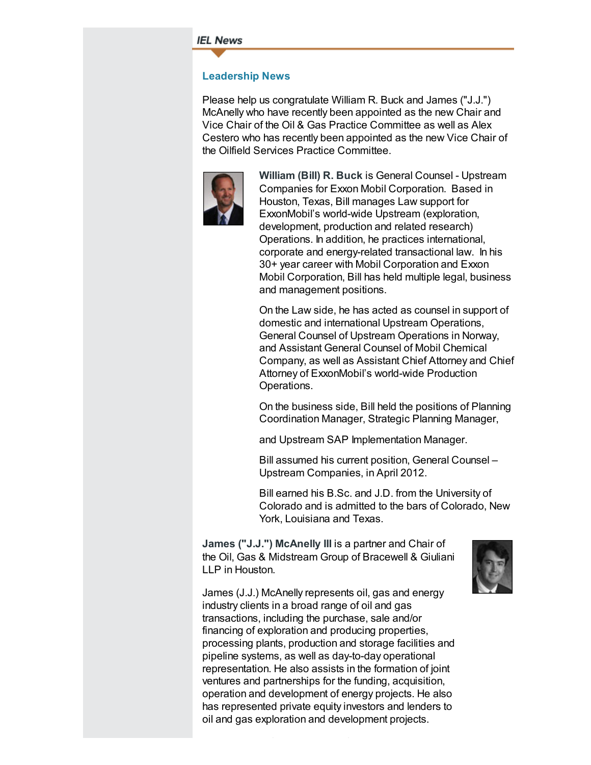## Leadership News

Please help us congratulate William R. Buck and James ("J.J.") McAnelly who have recently been appointed as the new Chair and Vice Chair of the Oil & Gas Practice Committee as well as Alex Cestero who has recently been appointed as the new Vice Chair of the Oilfield Services Practice Committee.

**William (Bill) R. Buck** is General Counsel - Upstream Companies for Exxon Mobil Corporation. Based in Houston, Texas, Bill manages Law support for ExxonMobil's world-wide Upstream (exploration, development, production and related research) Operations. In addition, he practices international, corporate and energy-related transactional law. In his 30+ year career with Mobil Corporation and Exxon Mobil Corporation, Bill has held multiple legal, business and management positions.

On the Law side, he has acted as counsel in support of domestic and international Upstream Operations, General Counsel of Upstream Operations in Norway, and Assistant General Counsel of Mobil Chemical Company, as well as Assistant Chief Attorney and Chief Attorney of ExxonMobil's world-wide Production Operations.

On the business side, Bill held the positions of Planning Coordination Manager, Strategic Planning Manager,

and Upstream SAP Implementation Manager.

Bill assumed his current position, General Counsel – Upstream Companies, in April 2012.

Bill earned his B.Sc. and J.D. from the University of Colorado and is admitted to the bars of Colorado, New York, Louisiana and Texas.

**James ("J.J.") McAnelly III** is a partner and Chair of the Oil, Gas & Midstream Group of Bracewell & Giuliani LLP in Houston.

James (J.J.) McAnelly represents oil, gas and energy industry clients in a broad range of oil and gas transactions, including the purchase, sale and/or financing of exploration and producing properties, processing plants, production and storage facilities and pipeline systems, as well as day-to-day operational representation. He also assists in the formation of joint ventures and partnerships for the funding, acquisition, operation and development of energy projects. He also has represented private equity investors and lenders to oil and gas exploration and development projects.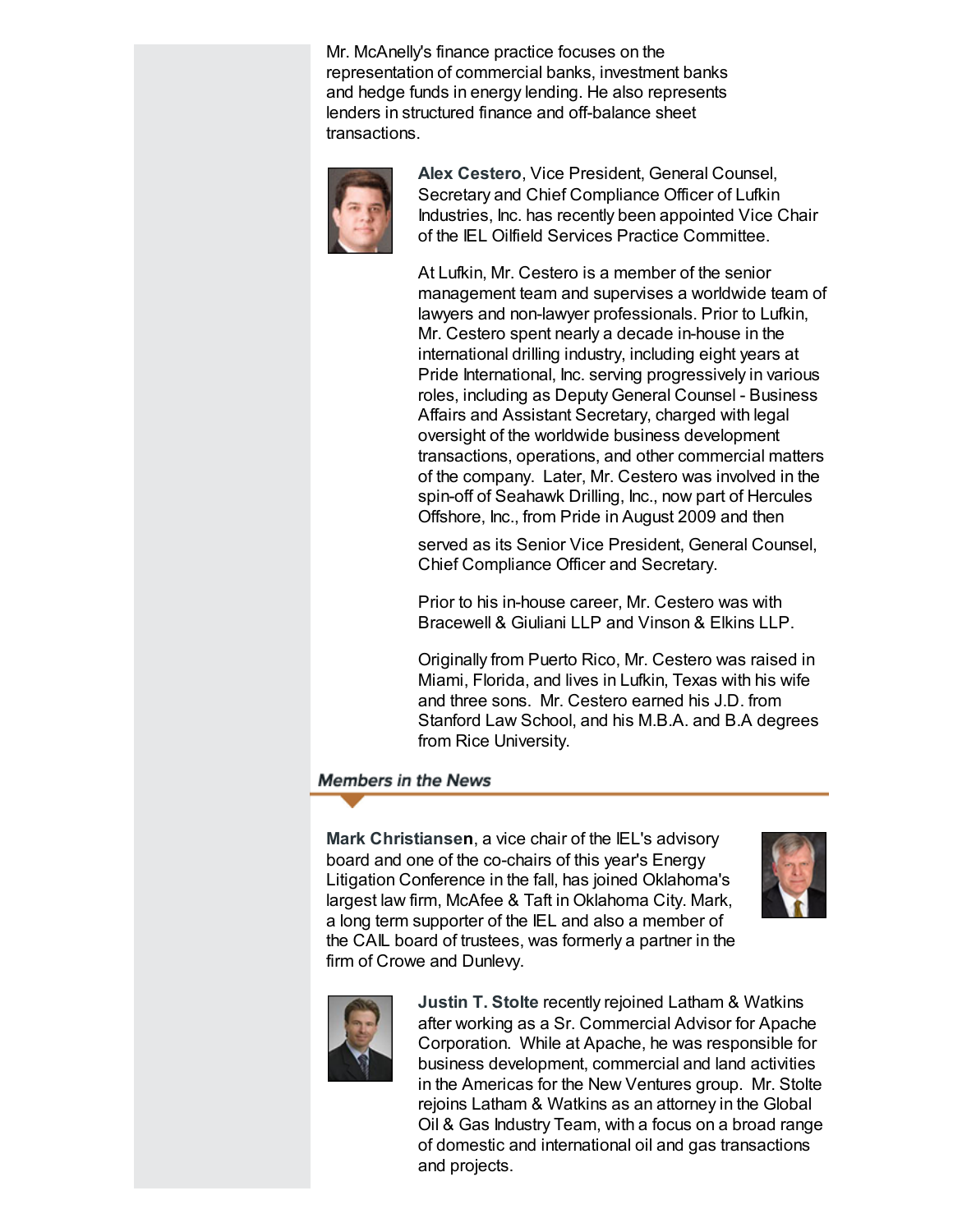Mr. McAnelly's finance practice focuses on the representation of commercial banks, investment banks and hedge funds in energy lending. He also represents lenders in structured finance and off-balance sheet transactions.

**Alex Cestero**, Vice President, General Counsel, Secretary and Chief Compliance Officer of Lufkin Industries, Inc. has recently been appointed Vice Chair of the IEL Oilfield Services Practice Committee.

At Lufkin, Mr. Cestero is a member of the senior management team and supervises a worldwide team of lawyers and non-lawyer professionals. Prior to Lufkin, Mr. Cestero spent nearly a decade in-house in the international drilling industry, including eight years at Pride International, Inc. serving progressively in various roles, including as Deputy General Counsel - Business Affairs and Assistant Secretary, charged with legal oversight of the worldwide business development transactions, operations, and other commercial matters of the company. Later, Mr. Cestero was involved in the spin-off of Seahawk Drilling, Inc., now part of Hercules Offshore, Inc., from Pride in August 2009 and then served as its Senior Vice President, General Counsel, Chief Compliance Officer and Secretary.

Prior to his in-house career, Mr. Cestero was with Bracewell & Giuliani LLP and Vinson & Elkins LLP.

Originally from Puerto Rico, Mr. Cestero was raised in Miami, Florida, and lives in Lufkin, Texas with his wife and three sons. Mr. Cestero earned his J.D. from Stanford Law School, and his M.B.A. and B.A degrees from Rice University.

## Members in the News

**Mark Christiansen**, a vice chair of the IEL's advisory board and one of the co-chairs of this year's Energy Litigation Conference in the fall, has joined Oklahoma's largest law firm, McAfee & Taft in Oklahoma City. Mark, a long term supporter of the IEL and also a member of the CAIL board of trustees, was formerly a partner in the firm of Crowe and Dunlevy.

**Justin T. Stolte** recently rejoined Latham & Watkins after working as a Sr. Commercial Advisor for Apache Corporation. While at Apache, he was responsible for business development, commercial and land activities in the Americas for the New Ventures group. Mr. Stolte rejoins Latham & Watkins as an attorney in the Global Oil & Gas Industry Team, with a focus on a broad range of domestic and international oil and gas transactions and projects.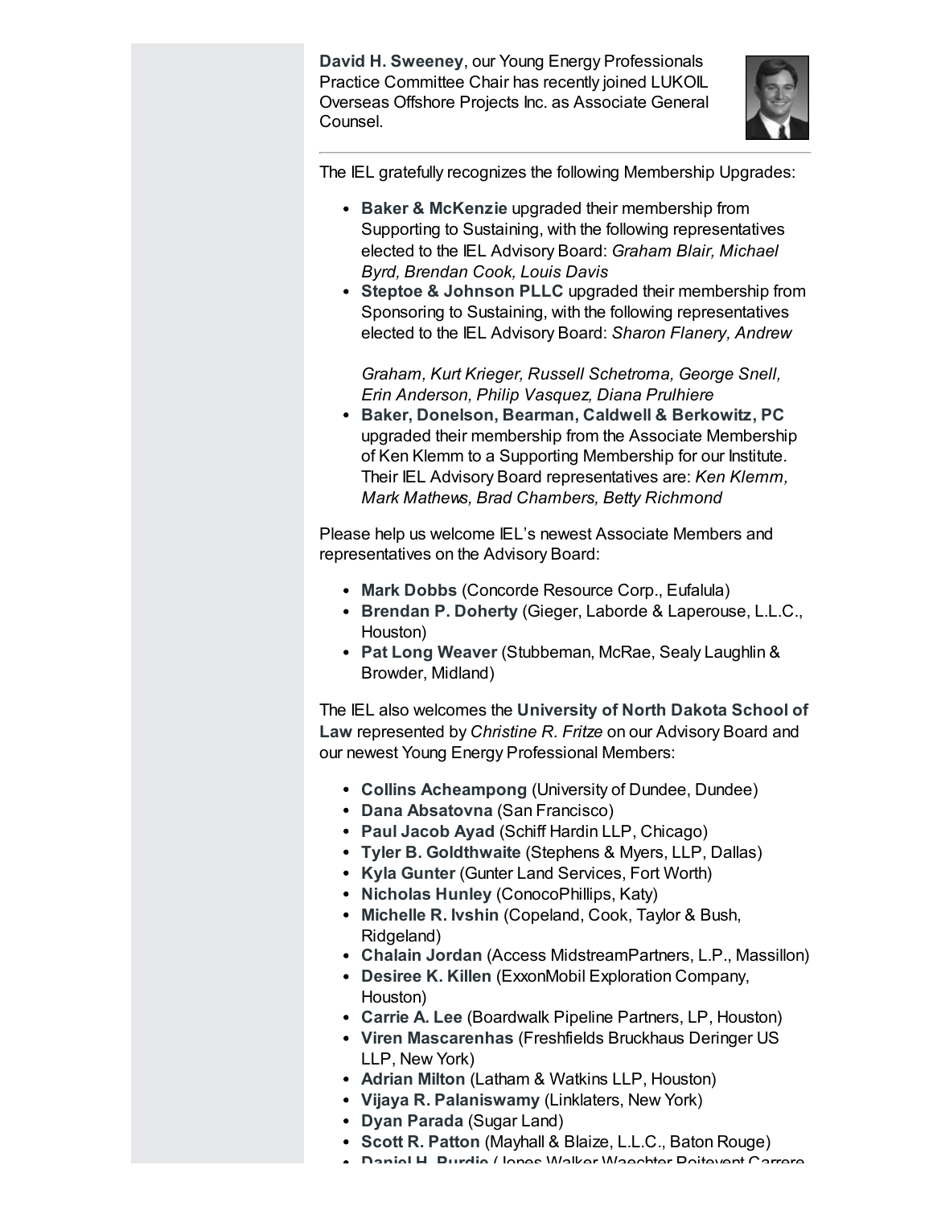**David H. Sweeney**, our Young Energy Professionals Practice Committee Chair has recently joined LUKOIL Overseas Offshore Projects Inc. as Associate General Counsel.

---

The IEL gratefully recognizes the following Membership Upgrades:

- **Baker & McKenzie** upgraded their membership from Supporting to Sustaining, with the following representatives elected to the IEL Advisory Board: *Graham Blair, Michael Byrd, Brendan Cook, Louis Davis*
- **Steptoe & Johnson PLLC** upgraded their membership from Sponsoring to Sustaining, with the following representatives elected to the IEL Advisory Board: *Sharon Flanery, Andrew Graham, Kurt Krieger, Russell Schetroma, George Snell, Erin Anderson, Philip Vasquez, Diana Prulhiere*
- **Baker, Donelson, Bearman, Caldwell & Berkowitz, PC** upgraded their membership from the Associate Membership of Ken Klemm to a Supporting Membership for our Institute. Their IEL Advisory Board representatives are: *Ken Klemm, Mark Mathews, Brad Chambers, Betty Richmond*

Please help us welcome IEL's newest Associate Members and representatives on the Advisory Board:

- **Mark Dobbs** (Concorde Resource Corp., Eufalula)
- **Brendan P. Doherty** (Gieger, Laborde & Laperouse, L.L.C., Houston)
- **Pat Long Weaver** (Stubbeman, McRae, Sealy Laughlin & Browder, Midland)

The IEL also welcomes the **University of North Dakota School of Law** represented by *Christine R. Fritze* on our Advisory Board and our newest Young Energy Professional Members:

- **Collins Acheampong** (University of Dundee, Dundee)
- **Dana Absatovna** (San Francisco)
- **Paul Jacob Ayad** (Schiff Hardin LLP, Chicago)
- **Tyler B. Goldthwaite** (Stephens & Myers, LLP, Dallas)
- **Kyla Gunter** (Gunter Land Services, Fort Worth)
- **Nicholas Hunley** (ConocoPhillips, Katy)
- **Michelle R. Ivshin** (Copeland, Cook, Taylor & Bush, Ridgeland)
- **Chalain Jordan** (Access MidstreamPartners, L.P., Massillon)
- **Desiree K. Killen** (ExxonMobil Exploration Company, Houston)
- **Carrie A. Lee** (Boardwalk Pipeline Partners, LP, Houston)
- **Viren Mascarenhas** (Freshfields Bruckhaus Deringer US LLP, New York)
- **Adrian Milton** (Latham & Watkins LLP, Houston)
- **Vijaya R. Palaniswamy** (Linklaters, New York)
- **Dyan Parada** (Sugar Land)
- **Scott R. Patton** (Mayhall & Blaize, L.L.C., Baton Rouge)
- **Daniel H. Purdie** (Jones Walker Waechter Poitevent Carrere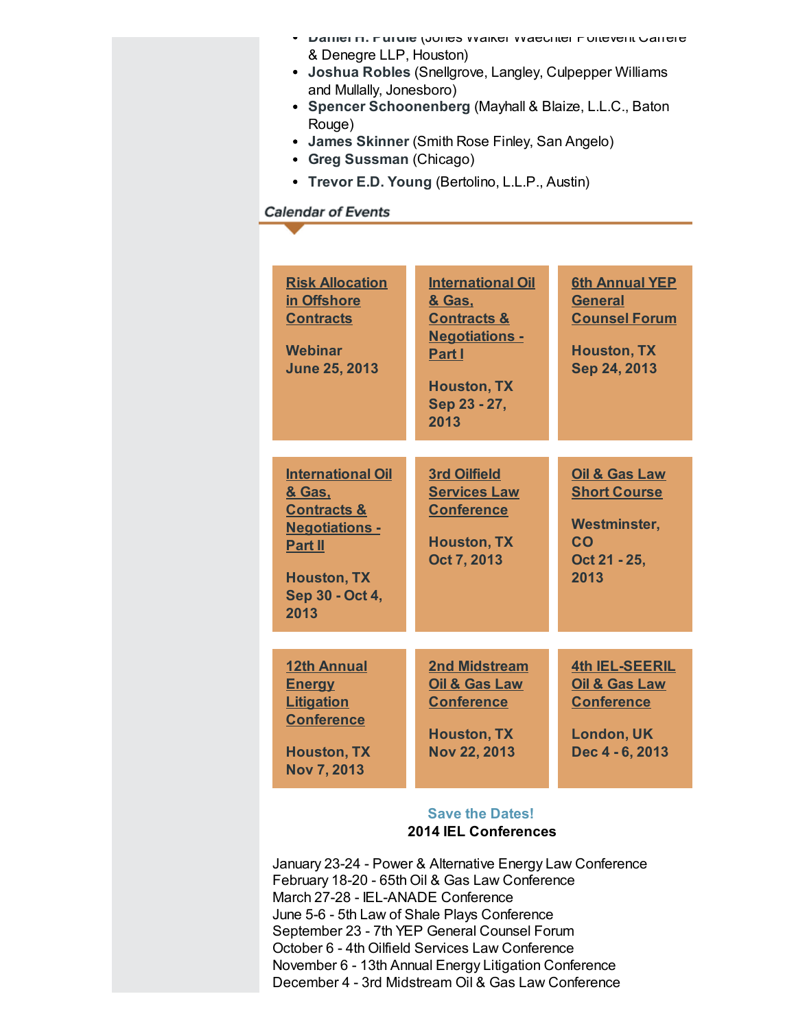- **Daniel H. Purdie** (Jones Walker Waechter Poitevent Carrere & Denegre LLP, Houston)
- **Joshua Robles** (Snellgrove, Langley, Culpepper Williams and Mullally, Jonesboro)
- **Spencer Schoonenberg** (Mayhall & Blaize, L.L.C., Baton Rouge)
- **James Skinner** (Smith Rose Finley, San Angelo)
- **Greg Sussman** (Chicago)
- **Trevor E.D. Young** (Bertolino, L.L.P., Austin)

## Calendar of Events

| | | |
|---|---|---|
| **Risk Allocation in Offshore Contracts**<br><br>**Webinar**<br>**June 25, 2013** | **International Oil & Gas, Contracts & Negotiations - Part I**<br><br>**Houston, TX**<br>**Sep 23 - 27, 2013** | **6th Annual YEP General Counsel Forum**<br><br>**Houston, TX**<br>**Sep 24, 2013** |
| **International Oil & Gas, Contracts & Negotiations - Part II**<br><br>**Houston, TX**<br>**Sep 30 - Oct 4, 2013** | **3rd Oilfield Services Law Conference**<br><br>**Houston, TX**<br>**Oct 7, 2013** | **Oil & Gas Law Short Course**<br><br>**Westminster, CO**<br>**Oct 21 - 25, 2013** |
| **12th Annual Energy Litigation Conference**<br><br>**Houston, TX**<br>**Nov 7, 2013** | **2nd Midstream Oil & Gas Law Conference**<br><br>**Houston, TX**<br>**Nov 22, 2013** | **4th IEL-SEERIL Oil & Gas Law Conference**<br><br>**London, UK**<br>**Dec 4 - 6, 2013** |

**Save the Dates!**
**2014 IEL Conferences**

January 23-24 - Power & Alternative Energy Law Conference
February 18-20 - 65th Oil & Gas Law Conference
March 27-28 - IEL-ANADE Conference
June 5-6 - 5th Law of Shale Plays Conference
September 23 - 7th YEP General Counsel Forum
October 6 - 4th Oilfield Services Law Conference
November 6 - 13th Annual Energy Litigation Conference
December 4 - 3rd Midstream Oil & Gas Law Conference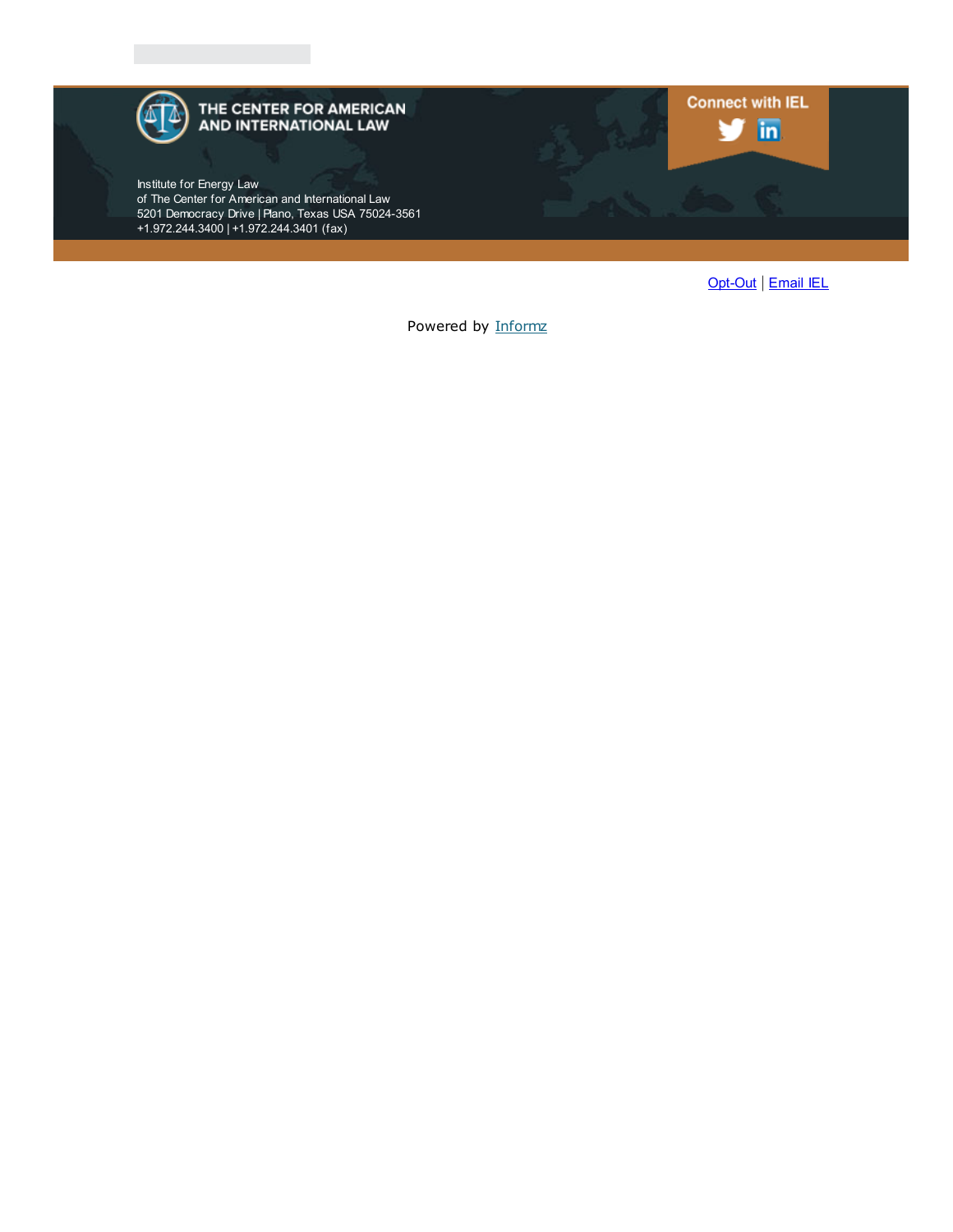THE CENTER FOR AMERICAN AND INTERNATIONAL LAW

Connect with IEL

Institute for Energy Law
of The Center for American and International Law
5201 Democracy Drive | Plano, Texas USA 75024-3561
+1.972.244.3400 | +1.972.244.3401 (fax)

Opt-Out | Email IEL

Powered by Informz